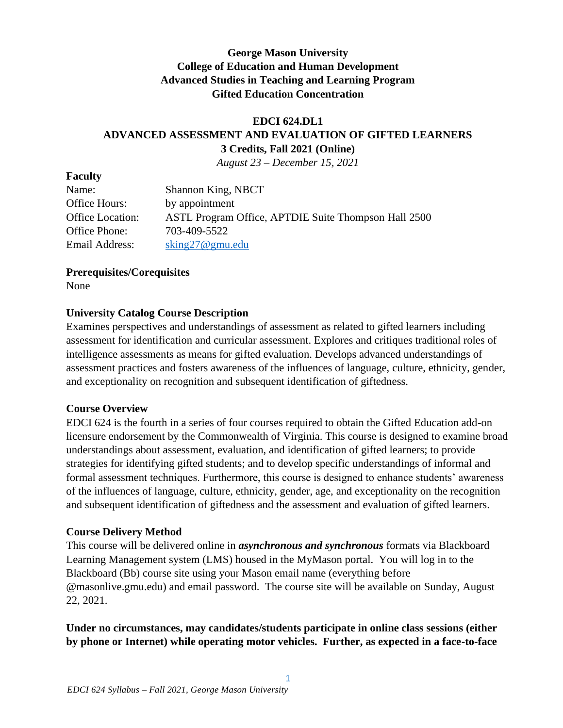**George Mason University**
**College of Education and Human Development**
**Advanced Studies in Teaching and Learning Program**
**Gifted Education Concentration**

**EDCI 624.DL1**
**ADVANCED ASSESSMENT AND EVALUATION OF GIFTED LEARNERS**
**3 Credits, Fall 2021 (Online)**
*August 23 – December 15, 2021*

## Faculty

| | |
|---|---|
| Name: | Shannon King, NBCT |
| Office Hours: | by appointment |
| Office Location: | ASTL Program Office, APTDIE Suite Thompson Hall 2500 |
| Office Phone: | 703-409-5522 |
| Email Address: | sking27@gmu.edu |

## Prerequisites/Corequisites

None

## University Catalog Course Description

Examines perspectives and understandings of assessment as related to gifted learners including assessment for identification and curricular assessment. Explores and critiques traditional roles of intelligence assessments as means for gifted evaluation. Develops advanced understandings of assessment practices and fosters awareness of the influences of language, culture, ethnicity, gender, and exceptionality on recognition and subsequent identification of giftedness.

## Course Overview

EDCI 624 is the fourth in a series of four courses required to obtain the Gifted Education add-on licensure endorsement by the Commonwealth of Virginia. This course is designed to examine broad understandings about assessment, evaluation, and identification of gifted learners; to provide strategies for identifying gifted students; and to develop specific understandings of informal and formal assessment techniques. Furthermore, this course is designed to enhance students' awareness of the influences of language, culture, ethnicity, gender, age, and exceptionality on the recognition and subsequent identification of giftedness and the assessment and evaluation of gifted learners.

## Course Delivery Method

This course will be delivered online in ***asynchronous and synchronous*** formats via Blackboard Learning Management system (LMS) housed in the MyMason portal. You will log in to the Blackboard (Bb) course site using your Mason email name (everything before @masonlive.gmu.edu) and email password. The course site will be available on Sunday, August 22, 2021.

**Under no circumstances, may candidates/students participate in online class sessions (either by phone or Internet) while operating motor vehicles. Further, as expected in a face-to-face**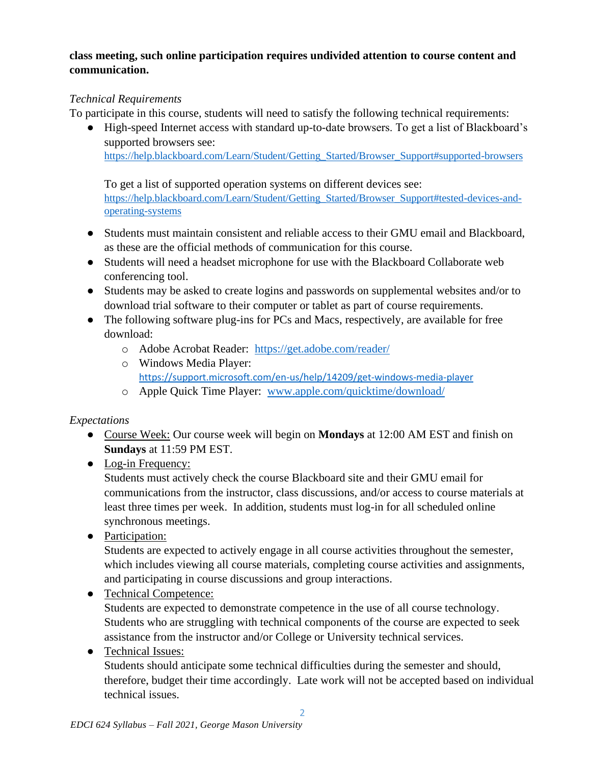**class meeting, such online participation requires undivided attention to course content and communication.**

*Technical Requirements*

To participate in this course, students will need to satisfy the following technical requirements:

- High-speed Internet access with standard up-to-date browsers. To get a list of Blackboard's supported browsers see: https://help.blackboard.com/Learn/Student/Getting_Started/Browser_Support#supported-browsers

  To get a list of supported operation systems on different devices see: https://help.blackboard.com/Learn/Student/Getting_Started/Browser_Support#tested-devices-and-operating-systems

- Students must maintain consistent and reliable access to their GMU email and Blackboard, as these are the official methods of communication for this course.
- Students will need a headset microphone for use with the Blackboard Collaborate web conferencing tool.
- Students may be asked to create logins and passwords on supplemental websites and/or to download trial software to their computer or tablet as part of course requirements.
- The following software plug-ins for PCs and Macs, respectively, are available for free download:
  - Adobe Acrobat Reader: https://get.adobe.com/reader/
  - Windows Media Player: https://support.microsoft.com/en-us/help/14209/get-windows-media-player
  - Apple Quick Time Player: www.apple.com/quicktime/download/

*Expectations*

- Course Week: Our course week will begin on **Mondays** at 12:00 AM EST and finish on **Sundays** at 11:59 PM EST.
- Log-in Frequency:
  Students must actively check the course Blackboard site and their GMU email for communications from the instructor, class discussions, and/or access to course materials at least three times per week. In addition, students must log-in for all scheduled online synchronous meetings.
- Participation:
  Students are expected to actively engage in all course activities throughout the semester, which includes viewing all course materials, completing course activities and assignments, and participating in course discussions and group interactions.
- Technical Competence:
  Students are expected to demonstrate competence in the use of all course technology. Students who are struggling with technical components of the course are expected to seek assistance from the instructor and/or College or University technical services.
- Technical Issues:
  Students should anticipate some technical difficulties during the semester and should, therefore, budget their time accordingly. Late work will not be accepted based on individual technical issues.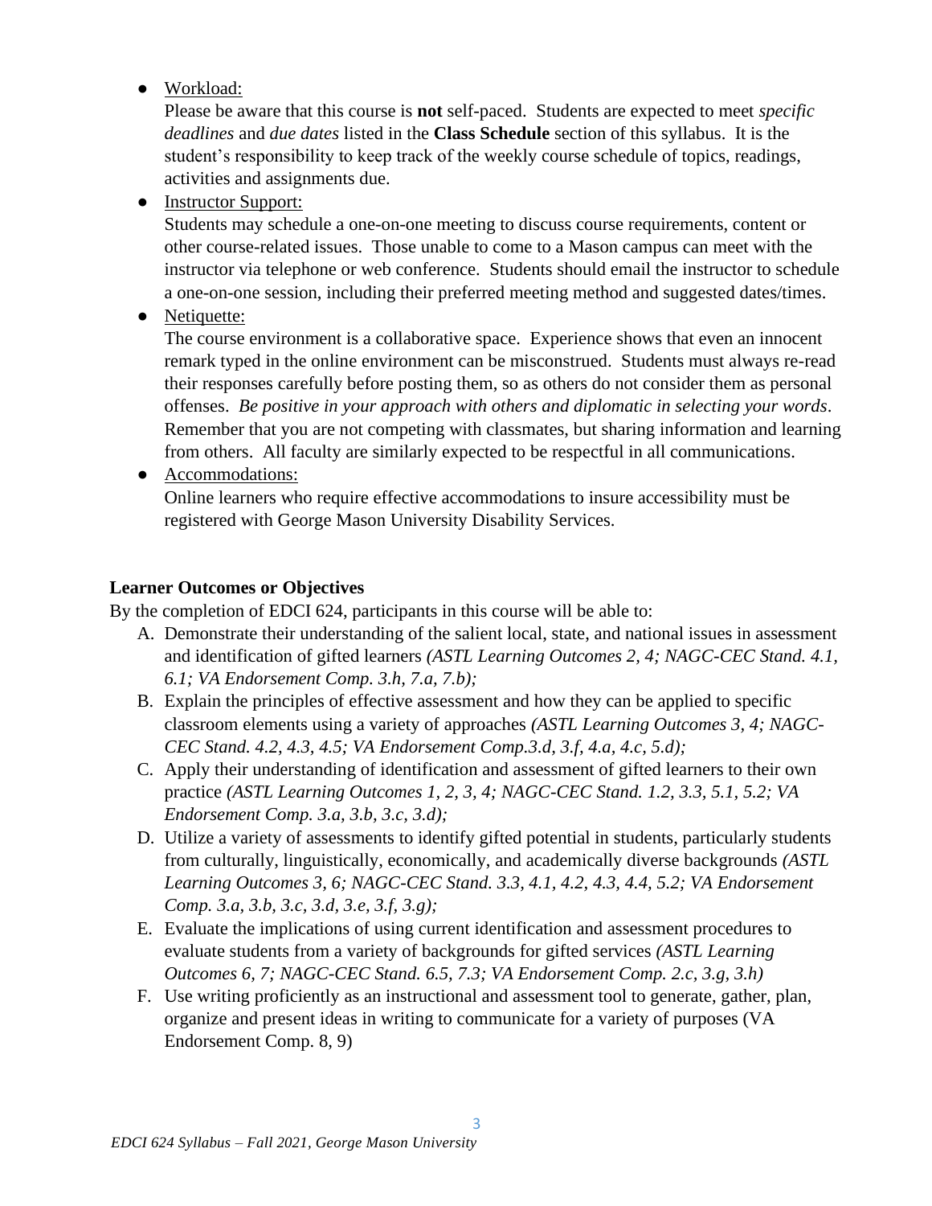- Workload:
  Please be aware that this course is **not** self-paced. Students are expected to meet *specific deadlines* and *due dates* listed in the **Class Schedule** section of this syllabus. It is the student's responsibility to keep track of the weekly course schedule of topics, readings, activities and assignments due.
- Instructor Support:
  Students may schedule a one-on-one meeting to discuss course requirements, content or other course-related issues. Those unable to come to a Mason campus can meet with the instructor via telephone or web conference. Students should email the instructor to schedule a one-on-one session, including their preferred meeting method and suggested dates/times.
- Netiquette:
  The course environment is a collaborative space. Experience shows that even an innocent remark typed in the online environment can be misconstrued. Students must always re-read their responses carefully before posting them, so as others do not consider them as personal offenses. *Be positive in your approach with others and diplomatic in selecting your words*. Remember that you are not competing with classmates, but sharing information and learning from others. All faculty are similarly expected to be respectful in all communications.
- Accommodations:
  Online learners who require effective accommodations to insure accessibility must be registered with George Mason University Disability Services.

**Learner Outcomes or Objectives**

By the completion of EDCI 624, participants in this course will be able to:

A. Demonstrate their understanding of the salient local, state, and national issues in assessment and identification of gifted learners *(ASTL Learning Outcomes 2, 4; NAGC-CEC Stand. 4.1, 6.1; VA Endorsement Comp. 3.h, 7.a, 7.b);*
B. Explain the principles of effective assessment and how they can be applied to specific classroom elements using a variety of approaches *(ASTL Learning Outcomes 3, 4; NAGC-CEC Stand. 4.2, 4.3, 4.5; VA Endorsement Comp.3.d, 3.f, 4.a, 4.c, 5.d);*
C. Apply their understanding of identification and assessment of gifted learners to their own practice *(ASTL Learning Outcomes 1, 2, 3, 4; NAGC-CEC Stand. 1.2, 3.3, 5.1, 5.2; VA Endorsement Comp. 3.a, 3.b, 3.c, 3.d);*
D. Utilize a variety of assessments to identify gifted potential in students, particularly students from culturally, linguistically, economically, and academically diverse backgrounds *(ASTL Learning Outcomes 3, 6; NAGC-CEC Stand. 3.3, 4.1, 4.2, 4.3, 4.4, 5.2; VA Endorsement Comp. 3.a, 3.b, 3.c, 3.d, 3.e, 3.f, 3.g);*
E. Evaluate the implications of using current identification and assessment procedures to evaluate students from a variety of backgrounds for gifted services *(ASTL Learning Outcomes 6, 7; NAGC-CEC Stand. 6.5, 7.3; VA Endorsement Comp. 2.c, 3.g, 3.h)*
F. Use writing proficiently as an instructional and assessment tool to generate, gather, plan, organize and present ideas in writing to communicate for a variety of purposes (VA Endorsement Comp. 8, 9)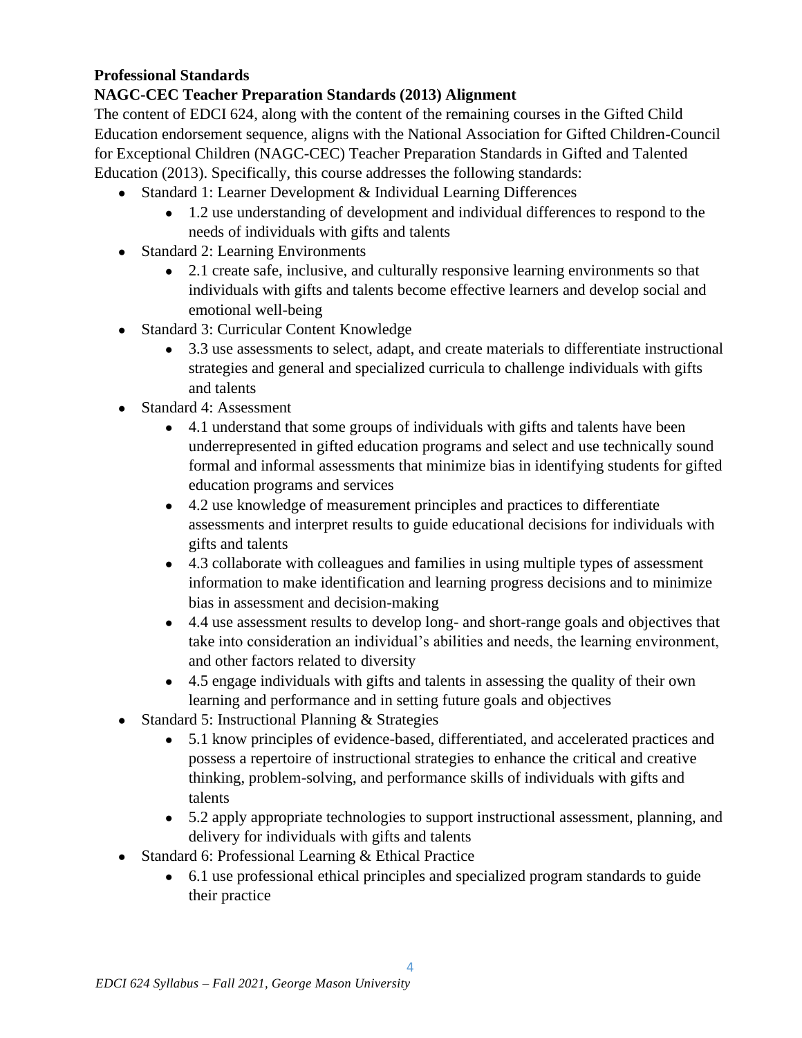**Professional Standards**

**NAGC-CEC Teacher Preparation Standards (2013) Alignment**

The content of EDCI 624, along with the content of the remaining courses in the Gifted Child Education endorsement sequence, aligns with the National Association for Gifted Children-Council for Exceptional Children (NAGC-CEC) Teacher Preparation Standards in Gifted and Talented Education (2013). Specifically, this course addresses the following standards:

- Standard 1: Learner Development & Individual Learning Differences
  - 1.2 use understanding of development and individual differences to respond to the needs of individuals with gifts and talents
- Standard 2: Learning Environments
  - 2.1 create safe, inclusive, and culturally responsive learning environments so that individuals with gifts and talents become effective learners and develop social and emotional well-being
- Standard 3: Curricular Content Knowledge
  - 3.3 use assessments to select, adapt, and create materials to differentiate instructional strategies and general and specialized curricula to challenge individuals with gifts and talents
- Standard 4: Assessment
  - 4.1 understand that some groups of individuals with gifts and talents have been underrepresented in gifted education programs and select and use technically sound formal and informal assessments that minimize bias in identifying students for gifted education programs and services
  - 4.2 use knowledge of measurement principles and practices to differentiate assessments and interpret results to guide educational decisions for individuals with gifts and talents
  - 4.3 collaborate with colleagues and families in using multiple types of assessment information to make identification and learning progress decisions and to minimize bias in assessment and decision-making
  - 4.4 use assessment results to develop long- and short-range goals and objectives that take into consideration an individual's abilities and needs, the learning environment, and other factors related to diversity
  - 4.5 engage individuals with gifts and talents in assessing the quality of their own learning and performance and in setting future goals and objectives
- Standard 5: Instructional Planning & Strategies
  - 5.1 know principles of evidence-based, differentiated, and accelerated practices and possess a repertoire of instructional strategies to enhance the critical and creative thinking, problem-solving, and performance skills of individuals with gifts and talents
  - 5.2 apply appropriate technologies to support instructional assessment, planning, and delivery for individuals with gifts and talents
- Standard 6: Professional Learning & Ethical Practice
  - 6.1 use professional ethical principles and specialized program standards to guide their practice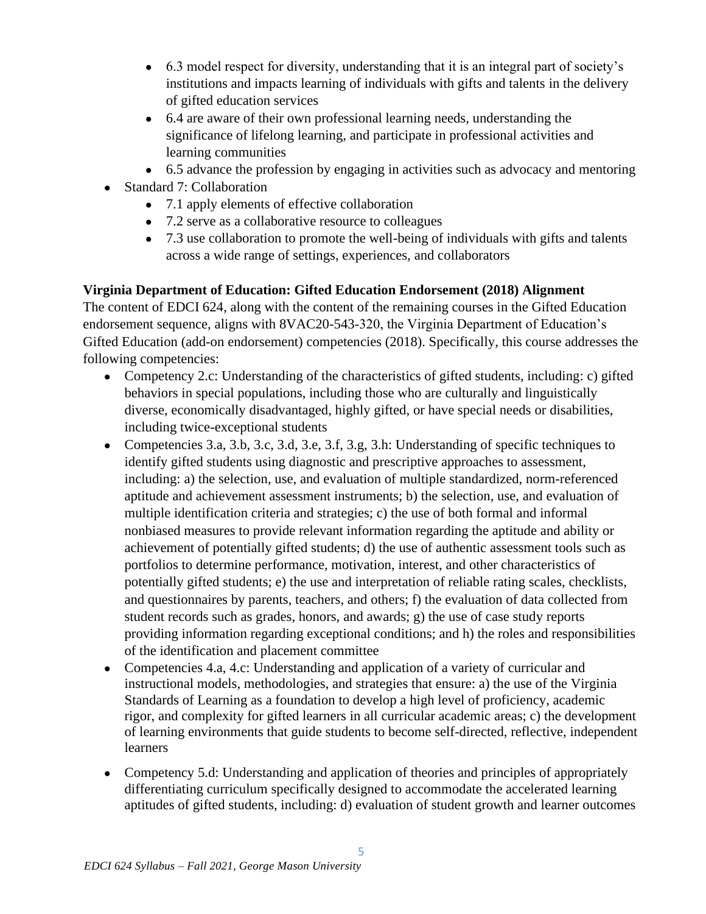- 6.3 model respect for diversity, understanding that it is an integral part of society's institutions and impacts learning of individuals with gifts and talents in the delivery of gifted education services
    - 6.4 are aware of their own professional learning needs, understanding the significance of lifelong learning, and participate in professional activities and learning communities
    - 6.5 advance the profession by engaging in activities such as advocacy and mentoring
- Standard 7: Collaboration
    - 7.1 apply elements of effective collaboration
    - 7.2 serve as a collaborative resource to colleagues
    - 7.3 use collaboration to promote the well-being of individuals with gifts and talents across a wide range of settings, experiences, and collaborators

**Virginia Department of Education: Gifted Education Endorsement (2018) Alignment**

The content of EDCI 624, along with the content of the remaining courses in the Gifted Education endorsement sequence, aligns with 8VAC20-543-320, the Virginia Department of Education's Gifted Education (add-on endorsement) competencies (2018). Specifically, this course addresses the following competencies:

- Competency 2.c: Understanding of the characteristics of gifted students, including: c) gifted behaviors in special populations, including those who are culturally and linguistically diverse, economically disadvantaged, highly gifted, or have special needs or disabilities, including twice-exceptional students
- Competencies 3.a, 3.b, 3.c, 3.d, 3.e, 3.f, 3.g, 3.h: Understanding of specific techniques to identify gifted students using diagnostic and prescriptive approaches to assessment, including: a) the selection, use, and evaluation of multiple standardized, norm-referenced aptitude and achievement assessment instruments; b) the selection, use, and evaluation of multiple identification criteria and strategies; c) the use of both formal and informal nonbiased measures to provide relevant information regarding the aptitude and ability or achievement of potentially gifted students; d) the use of authentic assessment tools such as portfolios to determine performance, motivation, interest, and other characteristics of potentially gifted students; e) the use and interpretation of reliable rating scales, checklists, and questionnaires by parents, teachers, and others; f) the evaluation of data collected from student records such as grades, honors, and awards; g) the use of case study reports providing information regarding exceptional conditions; and h) the roles and responsibilities of the identification and placement committee
- Competencies 4.a, 4.c: Understanding and application of a variety of curricular and instructional models, methodologies, and strategies that ensure: a) the use of the Virginia Standards of Learning as a foundation to develop a high level of proficiency, academic rigor, and complexity for gifted learners in all curricular academic areas; c) the development of learning environments that guide students to become self-directed, reflective, independent learners
- Competency 5.d: Understanding and application of theories and principles of appropriately differentiating curriculum specifically designed to accommodate the accelerated learning aptitudes of gifted students, including: d) evaluation of student growth and learner outcomes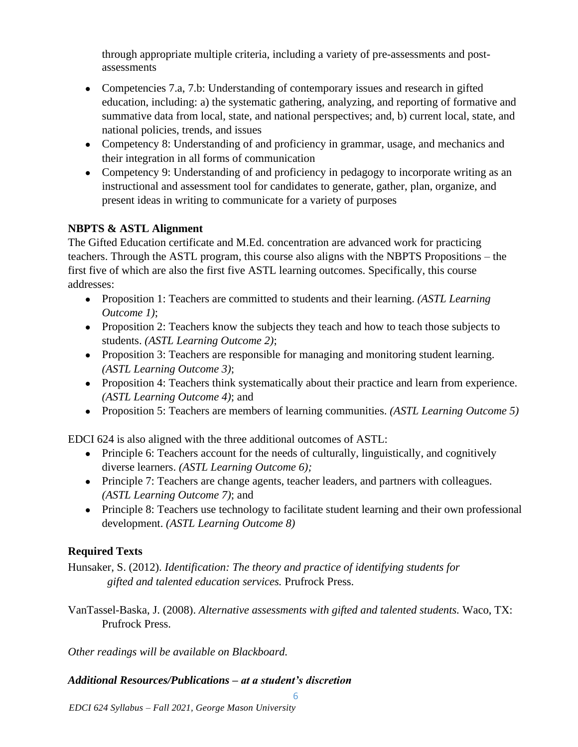through appropriate multiple criteria, including a variety of pre-assessments and post-assessments

- Competencies 7.a, 7.b: Understanding of contemporary issues and research in gifted education, including: a) the systematic gathering, analyzing, and reporting of formative and summative data from local, state, and national perspectives; and, b) current local, state, and national policies, trends, and issues
- Competency 8: Understanding of and proficiency in grammar, usage, and mechanics and their integration in all forms of communication
- Competency 9: Understanding of and proficiency in pedagogy to incorporate writing as an instructional and assessment tool for candidates to generate, gather, plan, organize, and present ideas in writing to communicate for a variety of purposes

**NBPTS & ASTL Alignment**

The Gifted Education certificate and M.Ed. concentration are advanced work for practicing teachers. Through the ASTL program, this course also aligns with the NBPTS Propositions – the first five of which are also the first five ASTL learning outcomes. Specifically, this course addresses:

- Proposition 1: Teachers are committed to students and their learning. *(ASTL Learning Outcome 1)*;
- Proposition 2: Teachers know the subjects they teach and how to teach those subjects to students. *(ASTL Learning Outcome 2)*;
- Proposition 3: Teachers are responsible for managing and monitoring student learning. *(ASTL Learning Outcome 3)*;
- Proposition 4: Teachers think systematically about their practice and learn from experience. *(ASTL Learning Outcome 4)*; and
- Proposition 5: Teachers are members of learning communities. *(ASTL Learning Outcome 5)*

EDCI 624 is also aligned with the three additional outcomes of ASTL:

- Principle 6: Teachers account for the needs of culturally, linguistically, and cognitively diverse learners. *(ASTL Learning Outcome 6);*
- Principle 7: Teachers are change agents, teacher leaders, and partners with colleagues. *(ASTL Learning Outcome 7)*; and
- Principle 8: Teachers use technology to facilitate student learning and their own professional development. *(ASTL Learning Outcome 8)*

**Required Texts**

Hunsaker, S. (2012). *Identification: The theory and practice of identifying students for gifted and talented education services.* Prufrock Press.

VanTassel-Baska, J. (2008). *Alternative assessments with gifted and talented students.* Waco, TX: Prufrock Press.

*Other readings will be available on Blackboard.*

***Additional Resources/Publications – at a student's discretion***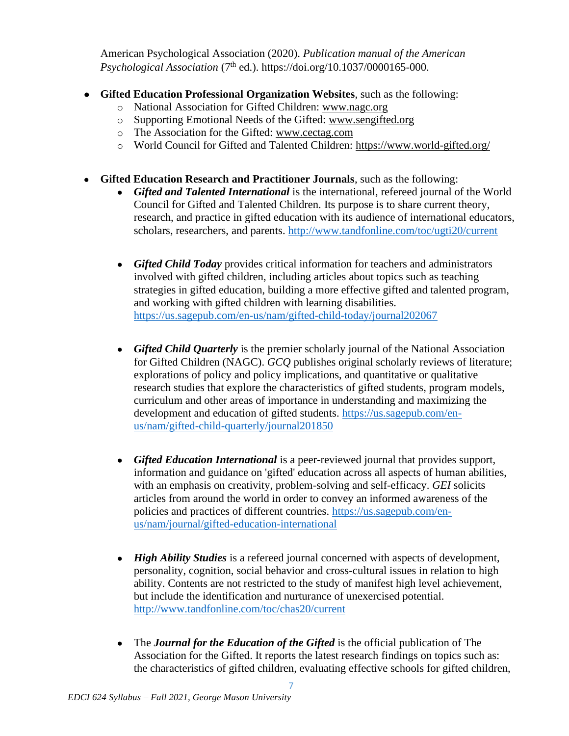American Psychological Association (2020). *Publication manual of the American Psychological Association* (7th ed.). https://doi.org/10.1037/0000165-000.

- **Gifted Education Professional Organization Websites**, such as the following:
  - National Association for Gifted Children: www.nagc.org
  - Supporting Emotional Needs of the Gifted: www.sengifted.org
  - The Association for the Gifted: www.cectag.com
  - World Council for Gifted and Talented Children: https://www.world-gifted.org/

- **Gifted Education Research and Practitioner Journals**, such as the following:
  - ***Gifted and Talented International*** is the international, refereed journal of the World Council for Gifted and Talented Children. Its purpose is to share current theory, research, and practice in gifted education with its audience of international educators, scholars, researchers, and parents. http://www.tandfonline.com/toc/ugti20/current

  - ***Gifted Child Today*** provides critical information for teachers and administrators involved with gifted children, including articles about topics such as teaching strategies in gifted education, building a more effective gifted and talented program, and working with gifted children with learning disabilities. https://us.sagepub.com/en-us/nam/gifted-child-today/journal202067

  - ***Gifted Child Quarterly*** is the premier scholarly journal of the National Association for Gifted Children (NAGC). *GCQ* publishes original scholarly reviews of literature; explorations of policy and policy implications, and quantitative or qualitative research studies that explore the characteristics of gifted students, program models, curriculum and other areas of importance in understanding and maximizing the development and education of gifted students. https://us.sagepub.com/en-us/nam/gifted-child-quarterly/journal201850

  - ***Gifted Education International*** is a peer-reviewed journal that provides support, information and guidance on 'gifted' education across all aspects of human abilities, with an emphasis on creativity, problem-solving and self-efficacy. *GEI* solicits articles from around the world in order to convey an informed awareness of the policies and practices of different countries. https://us.sagepub.com/en-us/nam/journal/gifted-education-international

  - ***High Ability Studies*** is a refereed journal concerned with aspects of development, personality, cognition, social behavior and cross-cultural issues in relation to high ability. Contents are not restricted to the study of manifest high level achievement, but include the identification and nurturance of unexercised potential. http://www.tandfonline.com/toc/chas20/current

  - The ***Journal for the Education of the Gifted*** is the official publication of The Association for the Gifted. It reports the latest research findings on topics such as: the characteristics of gifted children, evaluating effective schools for gifted children,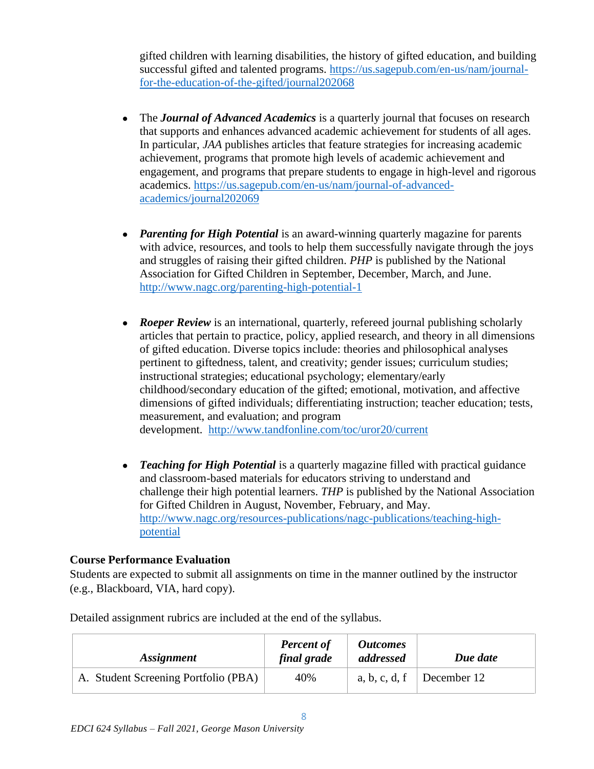gifted children with learning disabilities, the history of gifted education, and building successful gifted and talented programs. https://us.sagepub.com/en-us/nam/journal-for-the-education-of-the-gifted/journal202068

- The ***Journal of Advanced Academics*** is a quarterly journal that focuses on research that supports and enhances advanced academic achievement for students of all ages. In particular, *JAA* publishes articles that feature strategies for increasing academic achievement, programs that promote high levels of academic achievement and engagement, and programs that prepare students to engage in high-level and rigorous academics. https://us.sagepub.com/en-us/nam/journal-of-advanced-academics/journal202069

- ***Parenting for High Potential*** is an award-winning quarterly magazine for parents with advice, resources, and tools to help them successfully navigate through the joys and struggles of raising their gifted children. *PHP* is published by the National Association for Gifted Children in September, December, March, and June. http://www.nagc.org/parenting-high-potential-1

- ***Roeper Review*** is an international, quarterly, refereed journal publishing scholarly articles that pertain to practice, policy, applied research, and theory in all dimensions of gifted education. Diverse topics include: theories and philosophical analyses pertinent to giftedness, talent, and creativity; gender issues; curriculum studies; instructional strategies; educational psychology; elementary/early childhood/secondary education of the gifted; emotional, motivation, and affective dimensions of gifted individuals; differentiating instruction; teacher education; tests, measurement, and evaluation; and program development. http://www.tandfonline.com/toc/uror20/current

- ***Teaching for High Potential*** is a quarterly magazine filled with practical guidance and classroom-based materials for educators striving to understand and challenge their high potential learners. *THP* is published by the National Association for Gifted Children in August, November, February, and May. http://www.nagc.org/resources-publications/nagc-publications/teaching-high-potential

### Course Performance Evaluation

Students are expected to submit all assignments on time in the manner outlined by the instructor (e.g., Blackboard, VIA, hard copy).

Detailed assignment rubrics are included at the end of the syllabus.

| ***Assignment*** | ***Percent of final grade*** | ***Outcomes addressed*** | ***Due date*** |
|---|---|---|---|
| A. Student Screening Portfolio (PBA) | 40% | a, b, c, d, f | December 12 |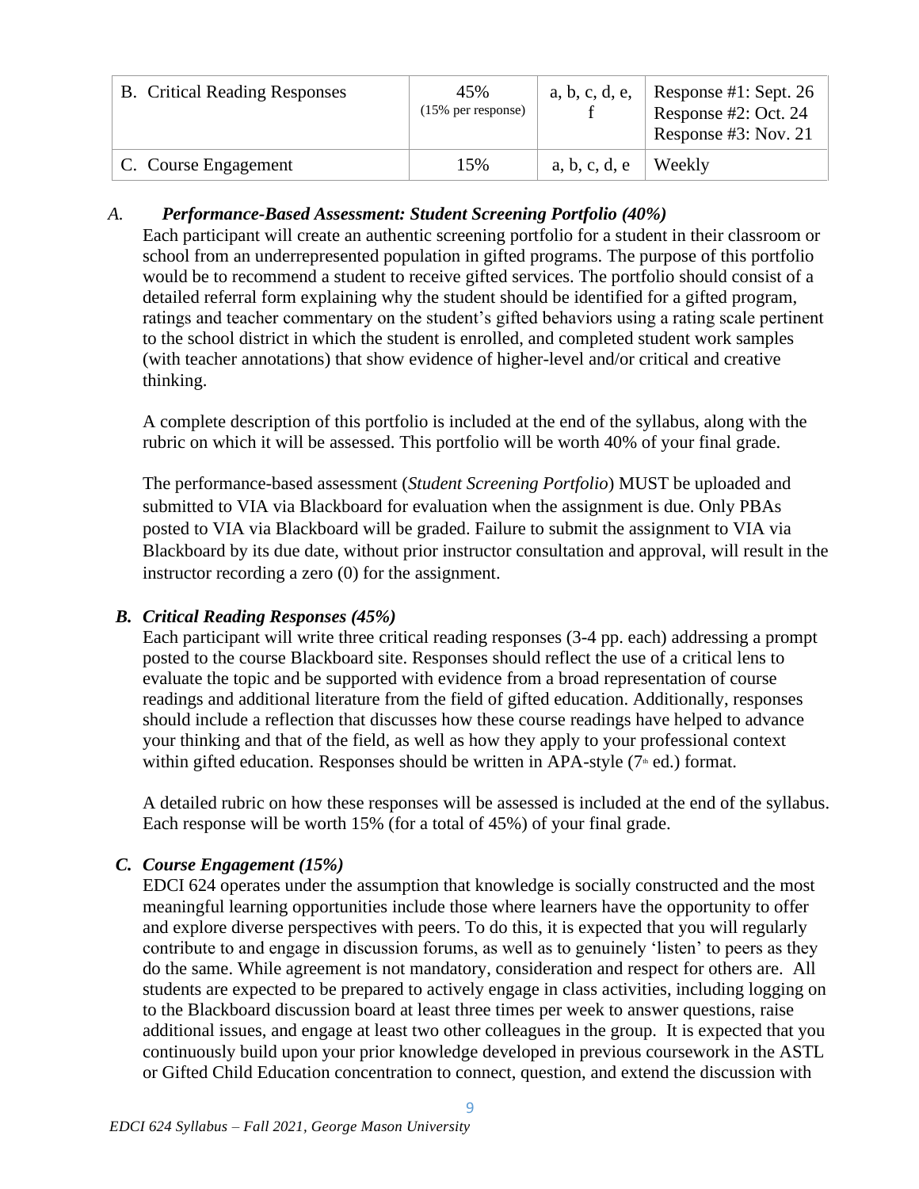| B. Critical Reading Responses | 45% (15% per response) | a, b, c, d, e, f | Response #1: Sept. 26<br>Response #2: Oct. 24<br>Response #3: Nov. 21 |
|---|---|---|---|
| C. Course Engagement | 15% | a, b, c, d, e | Weekly |

### *A. Performance-Based Assessment: Student Screening Portfolio (40%)*

Each participant will create an authentic screening portfolio for a student in their classroom or school from an underrepresented population in gifted programs. The purpose of this portfolio would be to recommend a student to receive gifted services. The portfolio should consist of a detailed referral form explaining why the student should be identified for a gifted program, ratings and teacher commentary on the student's gifted behaviors using a rating scale pertinent to the school district in which the student is enrolled, and completed student work samples (with teacher annotations) that show evidence of higher-level and/or critical and creative thinking.

A complete description of this portfolio is included at the end of the syllabus, along with the rubric on which it will be assessed. This portfolio will be worth 40% of your final grade.

The performance-based assessment (*Student Screening Portfolio*) MUST be uploaded and submitted to VIA via Blackboard for evaluation when the assignment is due. Only PBAs posted to VIA via Blackboard will be graded. Failure to submit the assignment to VIA via Blackboard by its due date, without prior instructor consultation and approval, will result in the instructor recording a zero (0) for the assignment.

### *B. Critical Reading Responses (45%)*

Each participant will write three critical reading responses (3-4 pp. each) addressing a prompt posted to the course Blackboard site. Responses should reflect the use of a critical lens to evaluate the topic and be supported with evidence from a broad representation of course readings and additional literature from the field of gifted education. Additionally, responses should include a reflection that discusses how these course readings have helped to advance your thinking and that of the field, as well as how they apply to your professional context within gifted education. Responses should be written in APA-style (7th ed.) format.

A detailed rubric on how these responses will be assessed is included at the end of the syllabus. Each response will be worth 15% (for a total of 45%) of your final grade.

### *C. Course Engagement (15%)*

EDCI 624 operates under the assumption that knowledge is socially constructed and the most meaningful learning opportunities include those where learners have the opportunity to offer and explore diverse perspectives with peers. To do this, it is expected that you will regularly contribute to and engage in discussion forums, as well as to genuinely 'listen' to peers as they do the same. While agreement is not mandatory, consideration and respect for others are. All students are expected to be prepared to actively engage in class activities, including logging on to the Blackboard discussion board at least three times per week to answer questions, raise additional issues, and engage at least two other colleagues in the group. It is expected that you continuously build upon your prior knowledge developed in previous coursework in the ASTL or Gifted Child Education concentration to connect, question, and extend the discussion with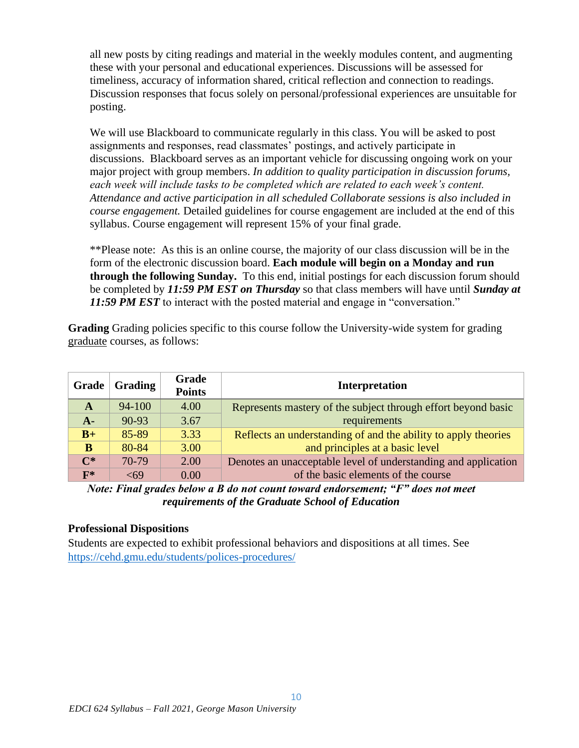all new posts by citing readings and material in the weekly modules content, and augmenting these with your personal and educational experiences. Discussions will be assessed for timeliness, accuracy of information shared, critical reflection and connection to readings. Discussion responses that focus solely on personal/professional experiences are unsuitable for posting.

We will use Blackboard to communicate regularly in this class. You will be asked to post assignments and responses, read classmates' postings, and actively participate in discussions. Blackboard serves as an important vehicle for discussing ongoing work on your major project with group members. *In addition to quality participation in discussion forums, each week will include tasks to be completed which are related to each week's content. Attendance and active participation in all scheduled Collaborate sessions is also included in course engagement.* Detailed guidelines for course engagement are included at the end of this syllabus. Course engagement will represent 15% of your final grade.

**Please note: As this is an online course, the majority of our class discussion will be in the form of the electronic discussion board. **Each module will begin on a Monday and run through the following Sunday.** To this end, initial postings for each discussion forum should be completed by ***11:59 PM EST on Thursday*** so that class members will have until ***Sunday at 11:59 PM EST*** to interact with the posted material and engage in "conversation."

**Grading** Grading policies specific to this course follow the University-wide system for grading graduate courses, as follows:

| Grade | Grading | Grade Points | Interpretation |
|---|---|---|---|
| **A** | 94-100 | 4.00 | Represents mastery of the subject through effort beyond basic requirements |
| **A-** | 90-93 | 3.67 | |
| **B+** | 85-89 | 3.33 | Reflects an understanding of and the ability to apply theories and principles at a basic level |
| **B** | 80-84 | 3.00 | |
| **C*** | 70-79 | 2.00 | Denotes an unacceptable level of understanding and application of the basic elements of the course |
| **F*** | <69 | 0.00 | |

***Note: Final grades below a B do not count toward endorsement; "F" does not meet requirements of the Graduate School of Education***

**Professional Dispositions**

Students are expected to exhibit professional behaviors and dispositions at all times. See https://cehd.gmu.edu/students/polices-procedures/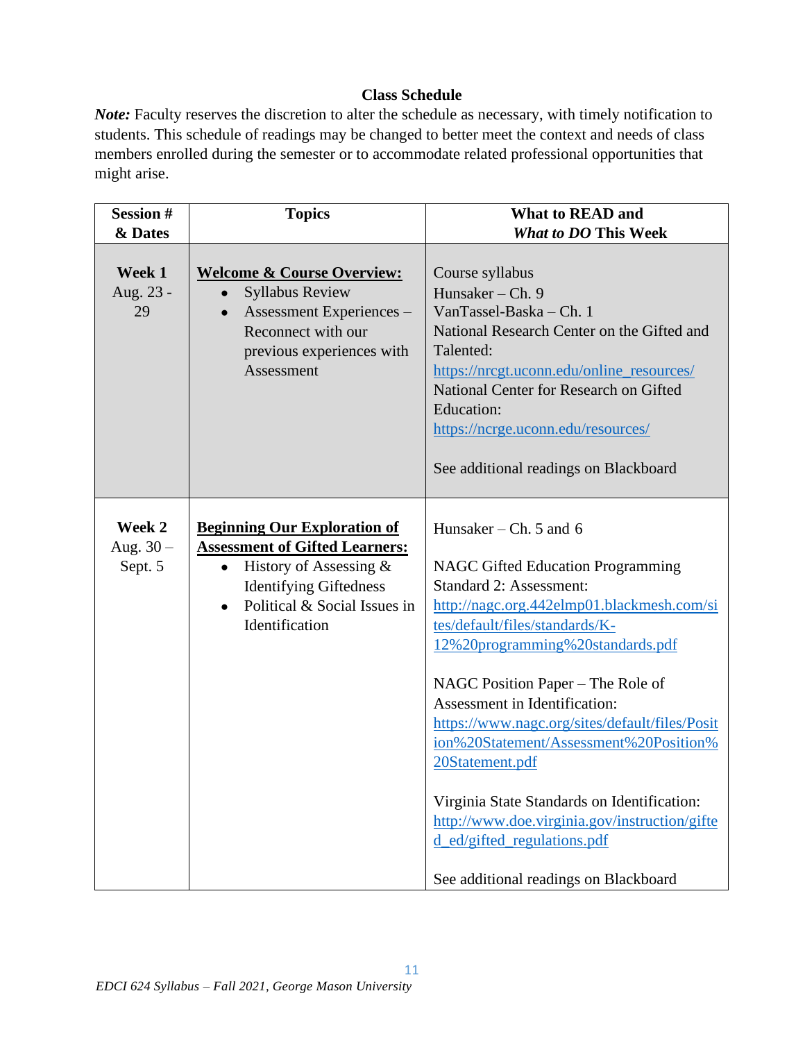**Class Schedule**

***Note:*** Faculty reserves the discretion to alter the schedule as necessary, with timely notification to students. This schedule of readings may be changed to better meet the context and needs of class members enrolled during the semester or to accommodate related professional opportunities that might arise.

| Session # & Dates | Topics | What to READ and *What to DO* This Week |
|---|---|---|
| **Week 1** Aug. 23 - 29 | **Welcome & Course Overview:**<br>• Syllabus Review<br>• Assessment Experiences – Reconnect with our previous experiences with Assessment | Course syllabus<br>Hunsaker – Ch. 9<br>VanTassel-Baska – Ch. 1<br>National Research Center on the Gifted and Talented: https://nrcgt.uconn.edu/online_resources/<br>National Center for Research on Gifted Education: https://ncrge.uconn.edu/resources/<br><br>See additional readings on Blackboard |
| **Week 2** Aug. 30 – Sept. 5 | **Beginning Our Exploration of Assessment of Gifted Learners:**<br>• History of Assessing & Identifying Giftedness<br>• Political & Social Issues in Identification | Hunsaker – Ch. 5 and 6<br><br>NAGC Gifted Education Programming Standard 2: Assessment: http://nagc.org.442elmp01.blackmesh.com/sites/default/files/standards/K-12%20programming%20standards.pdf<br><br>NAGC Position Paper – The Role of Assessment in Identification: https://www.nagc.org/sites/default/files/Position%20Statement/Assessment%20Position%20Statement.pdf<br><br>Virginia State Standards on Identification: http://www.doe.virginia.gov/instruction/gifted_ed/gifted_regulations.pdf<br><br>See additional readings on Blackboard |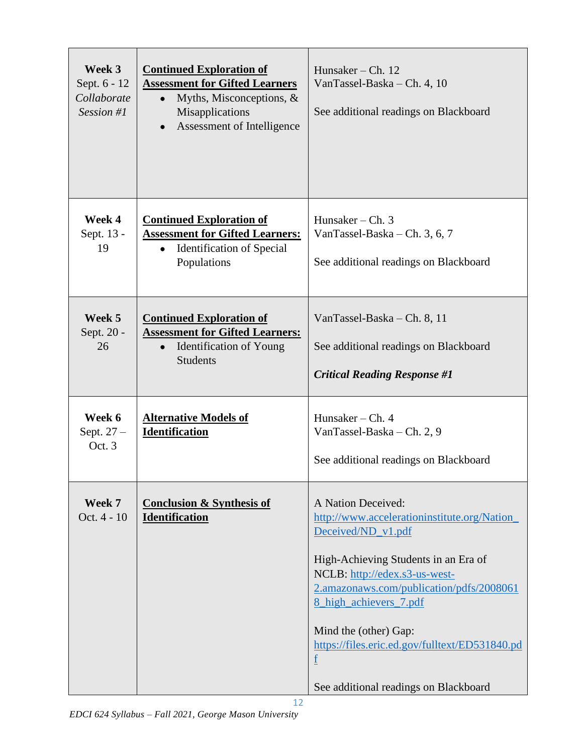| | | |
|---|---|---|
| **Week 3**<br>Sept. 6 - 12<br>*Collaborate Session #1* | **<u>Continued Exploration of Assessment for Gifted Learners</u>**<br>• Myths, Misconceptions, & Misapplications<br>• Assessment of Intelligence | Hunsaker – Ch. 12<br>VanTassel-Baska – Ch. 4, 10<br><br>See additional readings on Blackboard |
| **Week 4**<br>Sept. 13 - 19 | **<u>Continued Exploration of Assessment for Gifted Learners:</u>**<br>• Identification of Special Populations | Hunsaker – Ch. 3<br>VanTassel-Baska – Ch. 3, 6, 7<br><br>See additional readings on Blackboard |
| **Week 5**<br>Sept. 20 - 26 | **<u>Continued Exploration of Assessment for Gifted Learners:</u>**<br>• Identification of Young Students | VanTassel-Baska – Ch. 8, 11<br><br>See additional readings on Blackboard<br><br>***Critical Reading Response #1*** |
| **Week 6**<br>Sept. 27 – Oct. 3 | **<u>Alternative Models of Identification</u>** | Hunsaker – Ch. 4<br>VanTassel-Baska – Ch. 2, 9<br><br>See additional readings on Blackboard |
| **Week 7**<br>Oct. 4 - 10 | **<u>Conclusion & Synthesis of Identification</u>** | A Nation Deceived: http://www.accelerationinstitute.org/Nation_Deceived/ND_v1.pdf<br><br>High-Achieving Students in an Era of NCLB: http://edex.s3-us-west-2.amazonaws.com/publication/pdfs/20080618_high_achievers_7.pdf<br><br>Mind the (other) Gap: https://files.eric.ed.gov/fulltext/ED531840.pdf<br><br>See additional readings on Blackboard |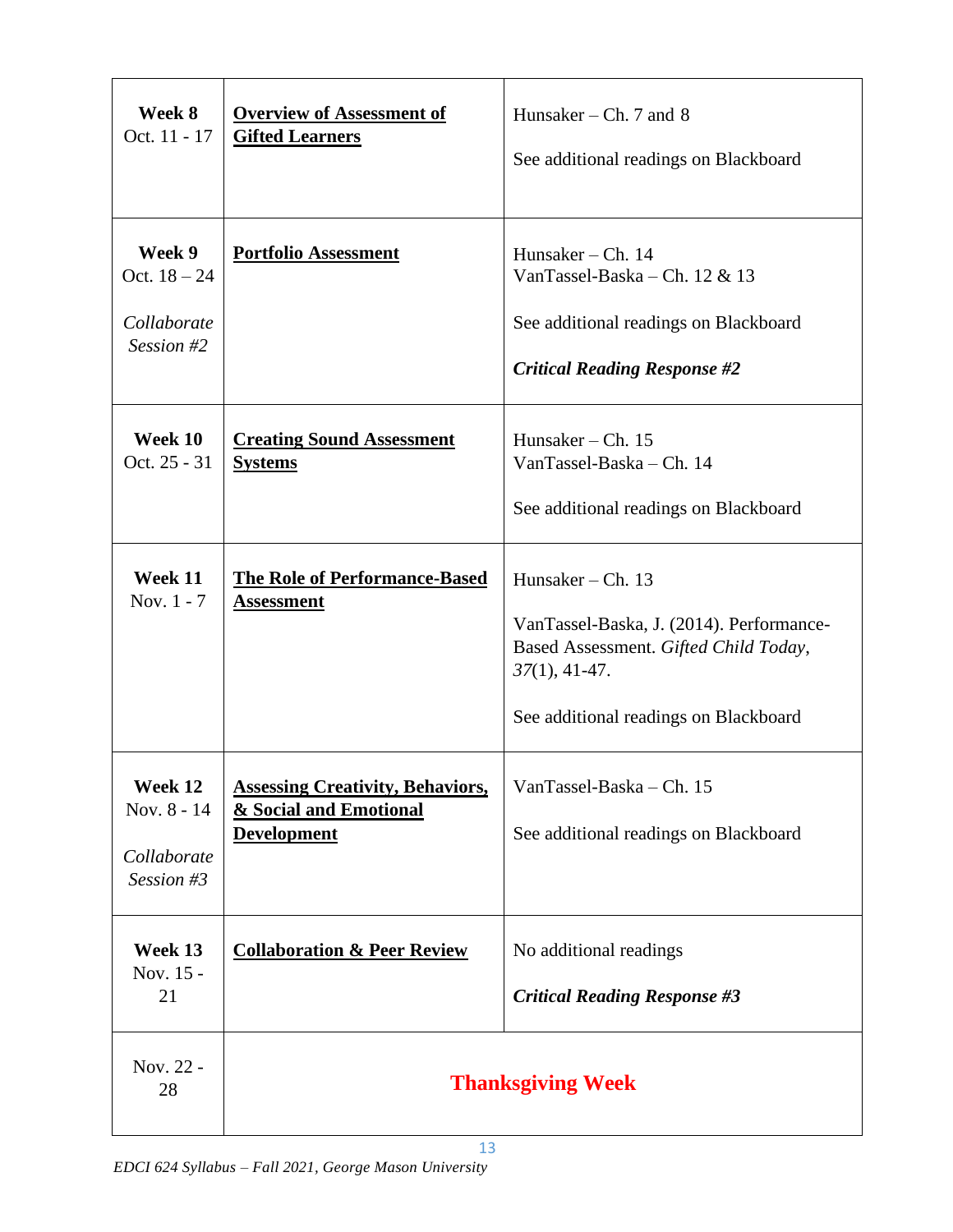| | | |
|---|---|---|
| **Week 8**<br>Oct. 11 - 17 | **Overview of Assessment of Gifted Learners** | Hunsaker – Ch. 7 and 8<br><br>See additional readings on Blackboard |
| **Week 9**<br>Oct. 18 – 24<br><br>*Collaborate Session #2* | **Portfolio Assessment** | Hunsaker – Ch. 14<br>VanTassel-Baska – Ch. 12 & 13<br><br>See additional readings on Blackboard<br><br>***Critical Reading Response #2*** |
| **Week 10**<br>Oct. 25 - 31 | **Creating Sound Assessment Systems** | Hunsaker – Ch. 15<br>VanTassel-Baska – Ch. 14<br><br>See additional readings on Blackboard |
| **Week 11**<br>Nov. 1 - 7 | **The Role of Performance-Based Assessment** | Hunsaker – Ch. 13<br><br>VanTassel-Baska, J. (2014). Performance-Based Assessment. *Gifted Child Today*, *37*(1), 41-47.<br><br>See additional readings on Blackboard |
| **Week 12**<br>Nov. 8 - 14<br><br>*Collaborate Session #3* | **Assessing Creativity, Behaviors, & Social and Emotional Development** | VanTassel-Baska – Ch. 15<br><br>See additional readings on Blackboard |
| **Week 13**<br>Nov. 15 - 21 | **Collaboration & Peer Review** | No additional readings<br><br>***Critical Reading Response #3*** |
| Nov. 22 - 28 | **Thanksgiving Week** | |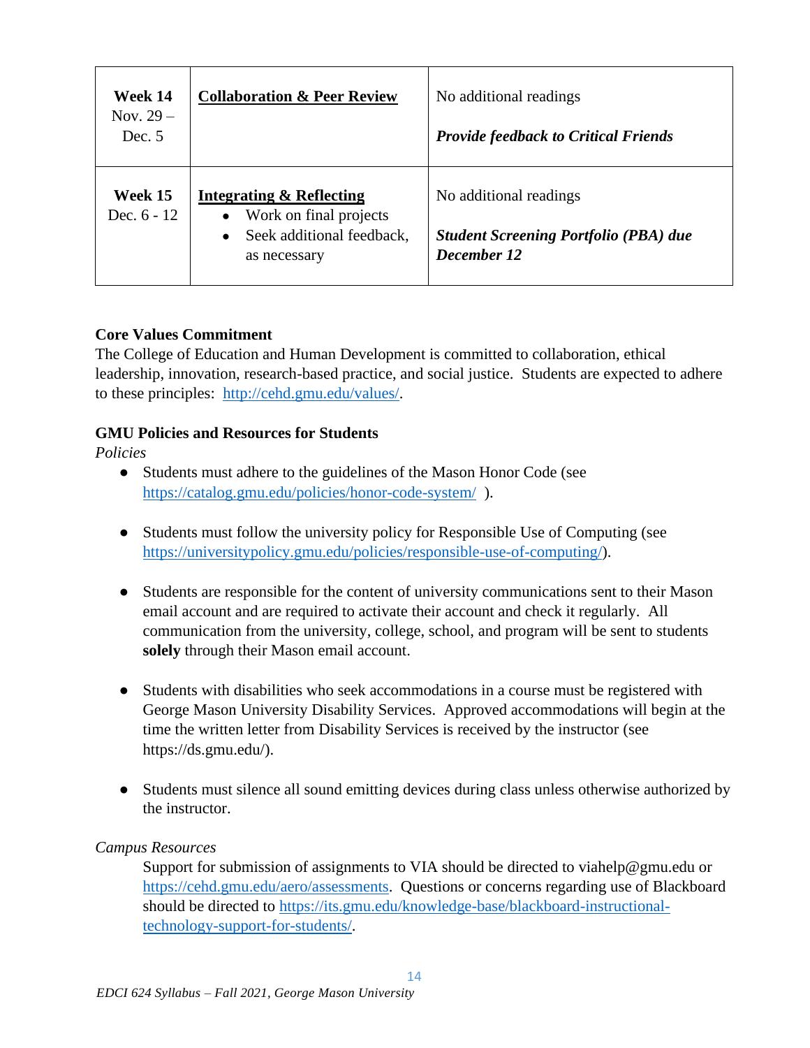| | | |
|---|---|---|
| **Week 14** Nov. 29 – Dec. 5 | **Collaboration & Peer Review** | No additional readings<br><br>***Provide feedback to Critical Friends*** |
| **Week 15** Dec. 6 - 12 | **Integrating & Reflecting**<br>• Work on final projects<br>• Seek additional feedback, as necessary | No additional readings<br><br>***Student Screening Portfolio (PBA) due December 12*** |

**Core Values Commitment**

The College of Education and Human Development is committed to collaboration, ethical leadership, innovation, research-based practice, and social justice. Students are expected to adhere to these principles: http://cehd.gmu.edu/values/.

**GMU Policies and Resources for Students**

*Policies*

- Students must adhere to the guidelines of the Mason Honor Code (see https://catalog.gmu.edu/policies/honor-code-system/ ).

- Students must follow the university policy for Responsible Use of Computing (see https://universitypolicy.gmu.edu/policies/responsible-use-of-computing/).

- Students are responsible for the content of university communications sent to their Mason email account and are required to activate their account and check it regularly. All communication from the university, college, school, and program will be sent to students **solely** through their Mason email account.

- Students with disabilities who seek accommodations in a course must be registered with George Mason University Disability Services. Approved accommodations will begin at the time the written letter from Disability Services is received by the instructor (see https://ds.gmu.edu/).

- Students must silence all sound emitting devices during class unless otherwise authorized by the instructor.

*Campus Resources*

Support for submission of assignments to VIA should be directed to viahelp@gmu.edu or https://cehd.gmu.edu/aero/assessments. Questions or concerns regarding use of Blackboard should be directed to https://its.gmu.edu/knowledge-base/blackboard-instructional-technology-support-for-students/.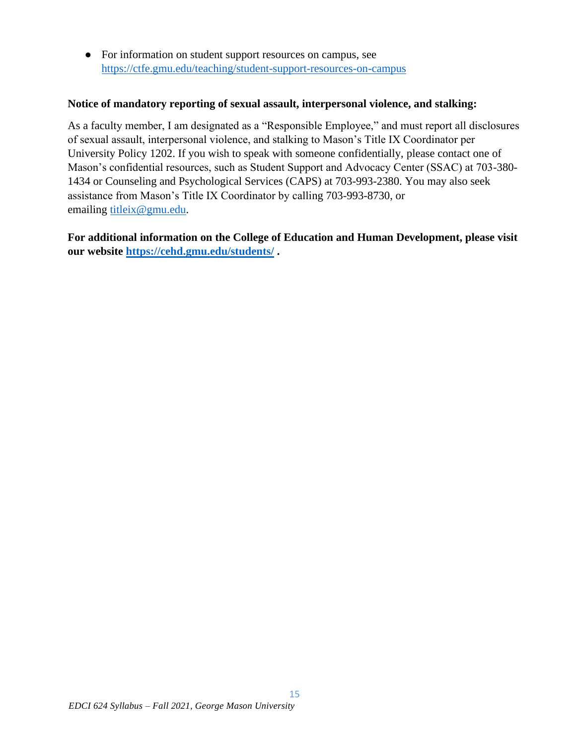- For information on student support resources on campus, see https://ctfe.gmu.edu/teaching/student-support-resources-on-campus

**Notice of mandatory reporting of sexual assault, interpersonal violence, and stalking:**

As a faculty member, I am designated as a "Responsible Employee," and must report all disclosures of sexual assault, interpersonal violence, and stalking to Mason's Title IX Coordinator per University Policy 1202. If you wish to speak with someone confidentially, please contact one of Mason's confidential resources, such as Student Support and Advocacy Center (SSAC) at 703-380-1434 or Counseling and Psychological Services (CAPS) at 703-993-2380. You may also seek assistance from Mason's Title IX Coordinator by calling 703-993-8730, or emailing titleix@gmu.edu.

**For additional information on the College of Education and Human Development, please visit our website https://cehd.gmu.edu/students/ .**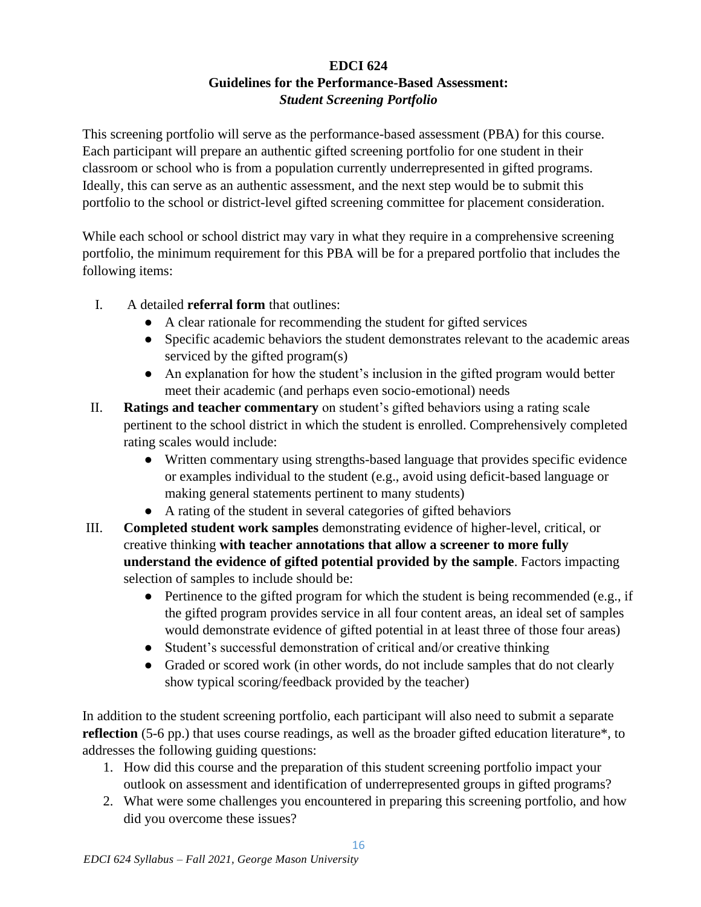**EDCI 624**
**Guidelines for the Performance-Based Assessment:**
***Student Screening Portfolio***

This screening portfolio will serve as the performance-based assessment (PBA) for this course. Each participant will prepare an authentic gifted screening portfolio for one student in their classroom or school who is from a population currently underrepresented in gifted programs. Ideally, this can serve as an authentic assessment, and the next step would be to submit this portfolio to the school or district-level gifted screening committee for placement consideration.

While each school or school district may vary in what they require in a comprehensive screening portfolio, the minimum requirement for this PBA will be for a prepared portfolio that includes the following items:

I. A detailed **referral form** that outlines:
   - A clear rationale for recommending the student for gifted services
   - Specific academic behaviors the student demonstrates relevant to the academic areas serviced by the gifted program(s)
   - An explanation for how the student's inclusion in the gifted program would better meet their academic (and perhaps even socio-emotional) needs

II. **Ratings and teacher commentary** on student's gifted behaviors using a rating scale pertinent to the school district in which the student is enrolled. Comprehensively completed rating scales would include:
   - Written commentary using strengths-based language that provides specific evidence or examples individual to the student (e.g., avoid using deficit-based language or making general statements pertinent to many students)
   - A rating of the student in several categories of gifted behaviors

III. **Completed student work samples** demonstrating evidence of higher-level, critical, or creative thinking **with teacher annotations that allow a screener to more fully understand the evidence of gifted potential provided by the sample**. Factors impacting selection of samples to include should be:
   - Pertinence to the gifted program for which the student is being recommended (e.g., if the gifted program provides service in all four content areas, an ideal set of samples would demonstrate evidence of gifted potential in at least three of those four areas)
   - Student's successful demonstration of critical and/or creative thinking
   - Graded or scored work (in other words, do not include samples that do not clearly show typical scoring/feedback provided by the teacher)

In addition to the student screening portfolio, each participant will also need to submit a separate **reflection** (5-6 pp.) that uses course readings, as well as the broader gifted education literature*, to addresses the following guiding questions:

1. How did this course and the preparation of this student screening portfolio impact your outlook on assessment and identification of underrepresented groups in gifted programs?
2. What were some challenges you encountered in preparing this screening portfolio, and how did you overcome these issues?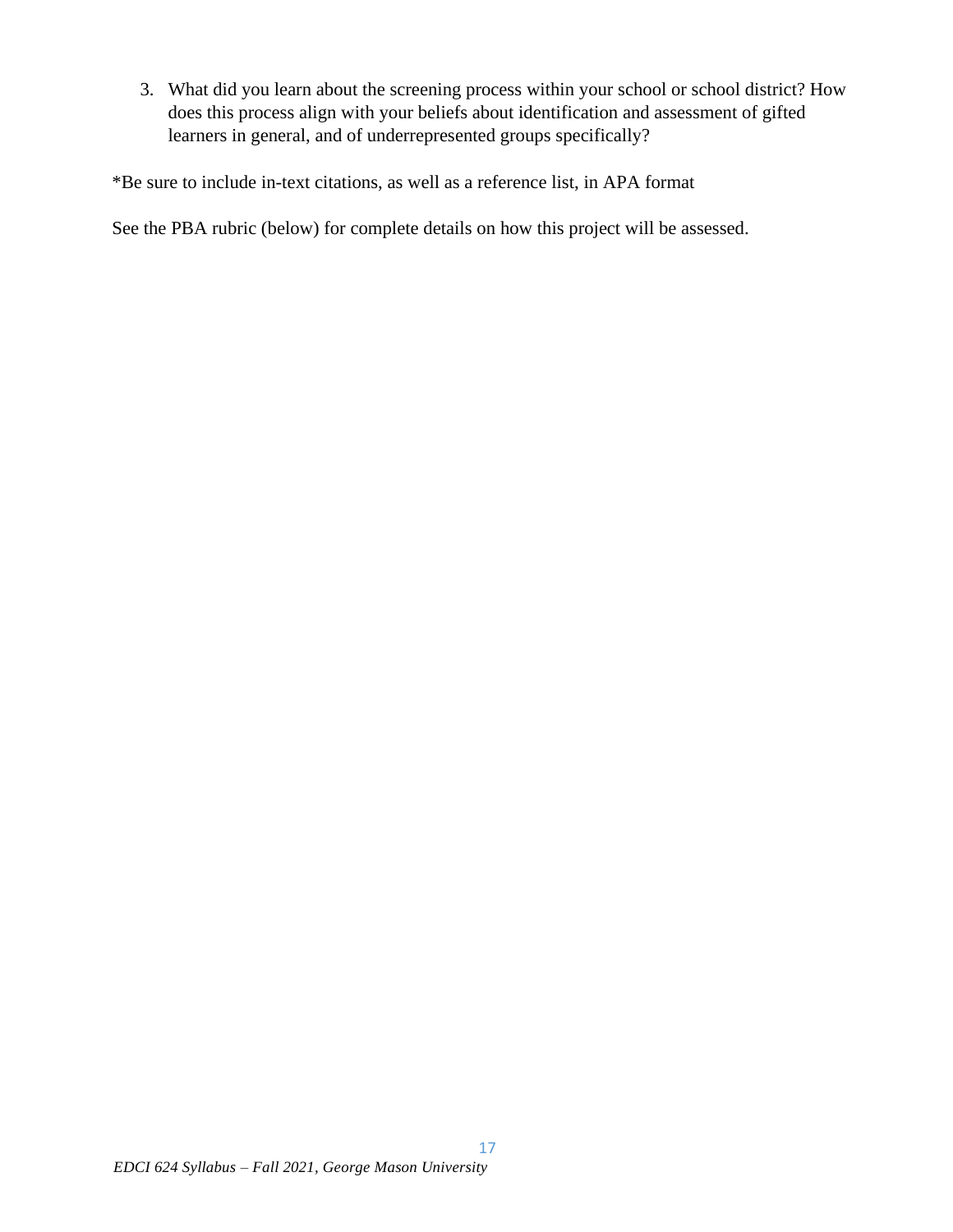3. What did you learn about the screening process within your school or school district? How does this process align with your beliefs about identification and assessment of gifted learners in general, and of underrepresented groups specifically?

*Be sure to include in-text citations, as well as a reference list, in APA format

See the PBA rubric (below) for complete details on how this project will be assessed.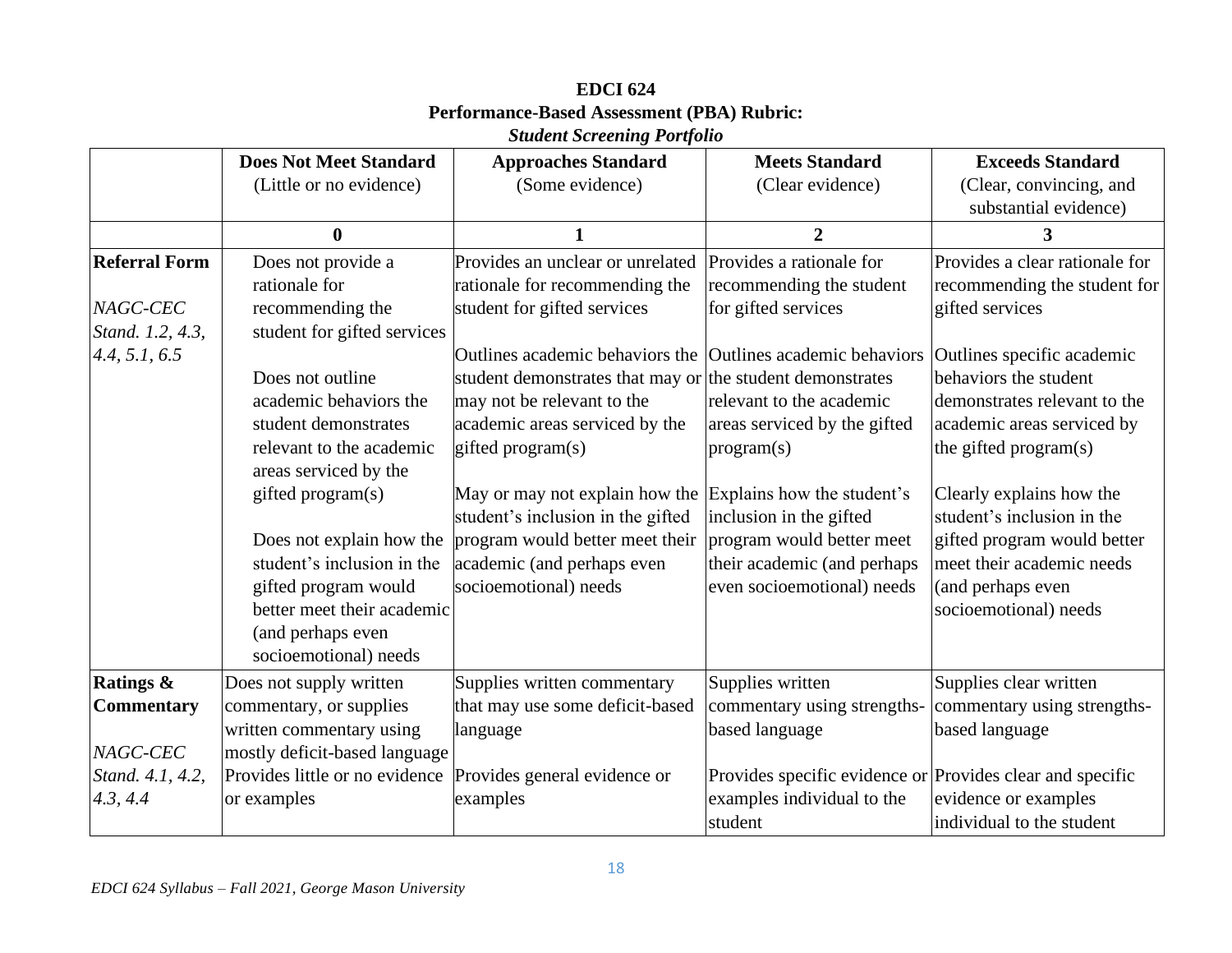**EDCI 624**
**Performance-Based Assessment (PBA) Rubric:**
***Student Screening Portfolio***

| | **Does Not Meet Standard** (Little or no evidence) | **Approaches Standard** (Some evidence) | **Meets Standard** (Clear evidence) | **Exceeds Standard** (Clear, convincing, and substantial evidence) |
|---|---|---|---|---|
| | **0** | **1** | **2** | **3** |
| **Referral Form**<br><br>*NAGC-CEC Stand. 1.2, 4.3, 4.4, 5.1, 6.5* | Does not provide a rationale for recommending the student for gifted services<br><br>Does not outline academic behaviors the student demonstrates relevant to the academic areas serviced by the gifted program(s)<br><br>Does not explain how the student's inclusion in the gifted program would better meet their academic (and perhaps even socioemotional) needs | Provides an unclear or unrelated rationale for recommending the student for gifted services<br><br>Outlines academic behaviors the student demonstrates that may or may not be relevant to the academic areas serviced by the gifted program(s)<br><br>May or may not explain how the student's inclusion in the gifted program would better meet their academic (and perhaps even socioemotional) needs | Provides a rationale for recommending the student for gifted services<br><br>Outlines academic behaviors the student demonstrates relevant to the academic areas serviced by the gifted program(s)<br><br>Explains how the student's inclusion in the gifted program would better meet their academic (and perhaps even socioemotional) needs | Provides a clear rationale for recommending the student for gifted services<br><br>Outlines specific academic behaviors the student demonstrates relevant to the academic areas serviced by the gifted program(s)<br><br>Clearly explains how the student's inclusion in the gifted program would better meet their academic needs (and perhaps even socioemotional) needs |
| **Ratings & Commentary**<br><br>*NAGC-CEC Stand. 4.1, 4.2, 4.3, 4.4* | Does not supply written commentary, or supplies written commentary using mostly deficit-based language<br><br>Provides little or no evidence or examples | Supplies written commentary that may use some deficit-based language<br><br>Provides general evidence or examples | Supplies written commentary using strengths-based language<br><br>Provides specific evidence or examples individual to the student | Supplies clear written commentary using strengths-based language<br><br>Provides clear and specific evidence or examples individual to the student |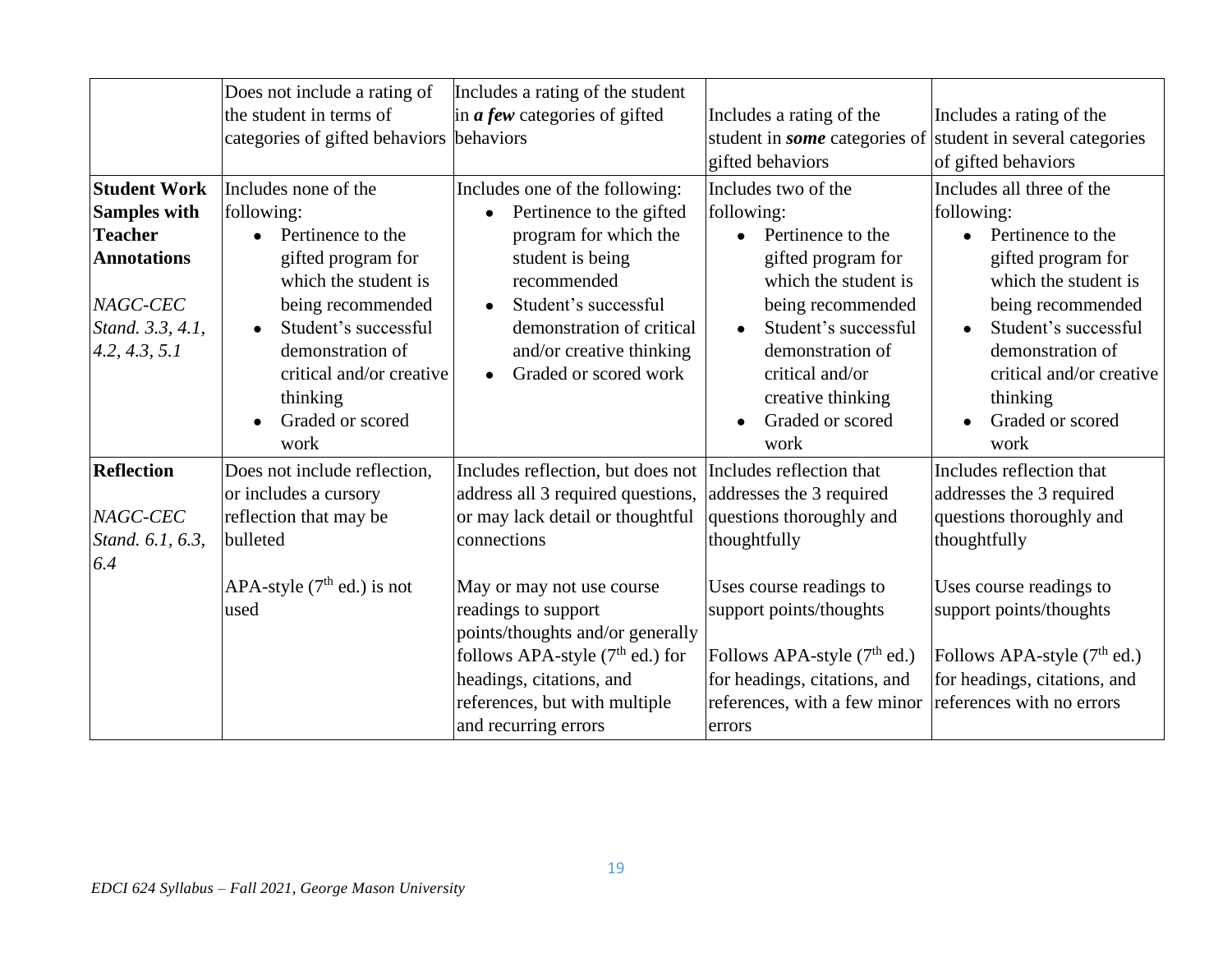| | | | | |
|---|---|---|---|---|
| | Does not include a rating of the student in terms of categories of gifted behaviors | Includes a rating of the student in ***a few*** categories of gifted behaviors | Includes a rating of the student in ***some*** categories of gifted behaviors | Includes a rating of the student in several categories of gifted behaviors |
| **Student Work Samples with Teacher Annotations**<br><br>*NAGC-CEC Stand. 3.3, 4.1, 4.2, 4.3, 5.1* | Includes none of the following:<br>• Pertinence to the gifted program for which the student is being recommended<br>• Student's successful demonstration of critical and/or creative thinking<br>• Graded or scored work | Includes one of the following:<br>• Pertinence to the gifted program for which the student is being recommended<br>• Student's successful demonstration of critical and/or creative thinking<br>• Graded or scored work | Includes two of the following:<br>• Pertinence to the gifted program for which the student is being recommended<br>• Student's successful demonstration of critical and/or creative thinking<br>• Graded or scored work | Includes all three of the following:<br>• Pertinence to the gifted program for which the student is being recommended<br>• Student's successful demonstration of critical and/or creative thinking<br>• Graded or scored work |
| **Reflection**<br><br>*NAGC-CEC Stand. 6.1, 6.3, 6.4* | Does not include reflection, or includes a cursory reflection that may be bulleted<br><br>APA-style (7th ed.) is not used | Includes reflection, but does not address all 3 required questions, or may lack detail or thoughtful connections<br><br>May or may not use course readings to support points/thoughts and/or generally follows APA-style (7th ed.) for headings, citations, and references, but with multiple and recurring errors | Includes reflection that addresses the 3 required questions thoroughly and thoughtfully<br><br>Uses course readings to support points/thoughts<br><br>Follows APA-style (7th ed.) for headings, citations, and references, with a few minor errors | Includes reflection that addresses the 3 required questions thoroughly and thoughtfully<br><br>Uses course readings to support points/thoughts<br><br>Follows APA-style (7th ed.) for headings, citations, and references with no errors |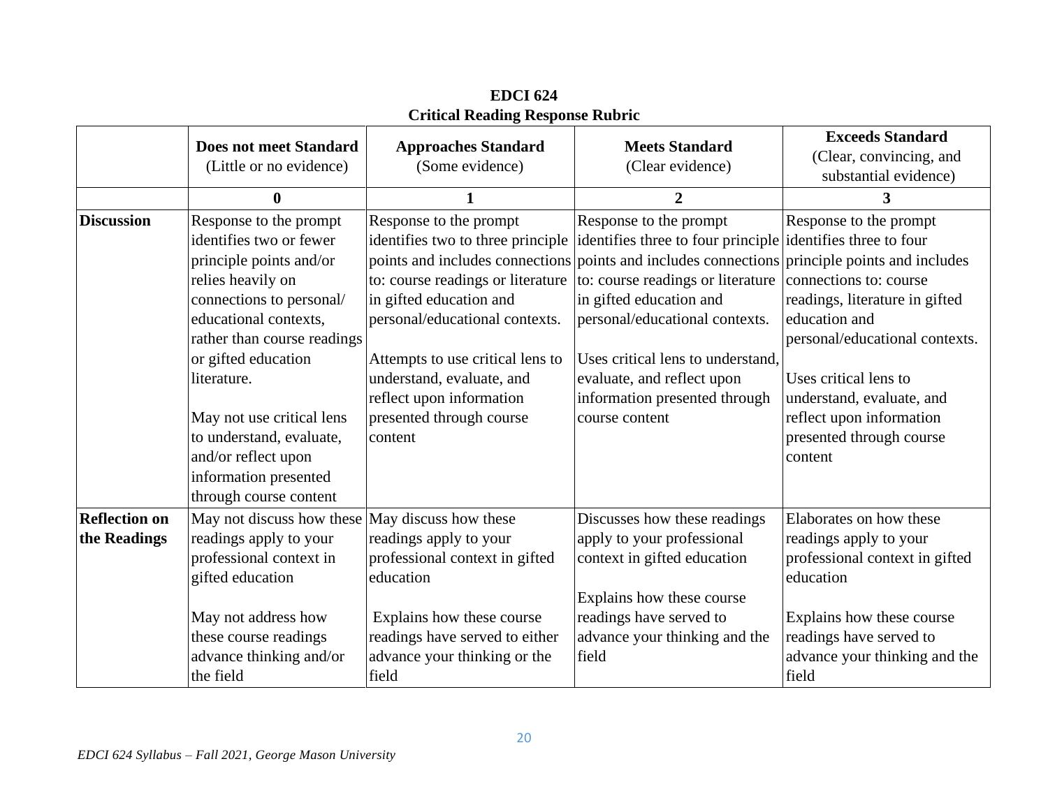**EDCI 624**
**Critical Reading Response Rubric**

| | **Does not meet Standard** (Little or no evidence) | **Approaches Standard** (Some evidence) | **Meets Standard** (Clear evidence) | **Exceeds Standard** (Clear, convincing, and substantial evidence) |
|---|---|---|---|---|
| | **0** | **1** | **2** | **3** |
| **Discussion** | Response to the prompt identifies two or fewer principle points and/or relies heavily on connections to personal/ educational contexts, rather than course readings or gifted education literature.<br><br>May not use critical lens to understand, evaluate, and/or reflect upon information presented through course content | Response to the prompt identifies two to three principle points and includes connections to: course readings or literature in gifted education and personal/educational contexts.<br><br>Attempts to use critical lens to understand, evaluate, and reflect upon information presented through course content | Response to the prompt identifies three to four principle points and includes connections to: course readings or literature in gifted education and personal/educational contexts.<br><br>Uses critical lens to understand, evaluate, and reflect upon information presented through course content | Response to the prompt identifies three to four principle points and includes connections to: course readings, literature in gifted education and personal/educational contexts.<br><br>Uses critical lens to understand, evaluate, and reflect upon information presented through course content |
| **Reflection on the Readings** | May not discuss how these readings apply to your professional context in gifted education<br><br>May not address how these course readings advance thinking and/or the field | May discuss how these readings apply to your professional context in gifted education<br><br>Explains how these course readings have served to either advance your thinking or the field | Discusses how these readings apply to your professional context in gifted education<br><br>Explains how these course readings have served to advance your thinking and the field | Elaborates on how these readings apply to your professional context in gifted education<br><br>Explains how these course readings have served to advance your thinking and the field |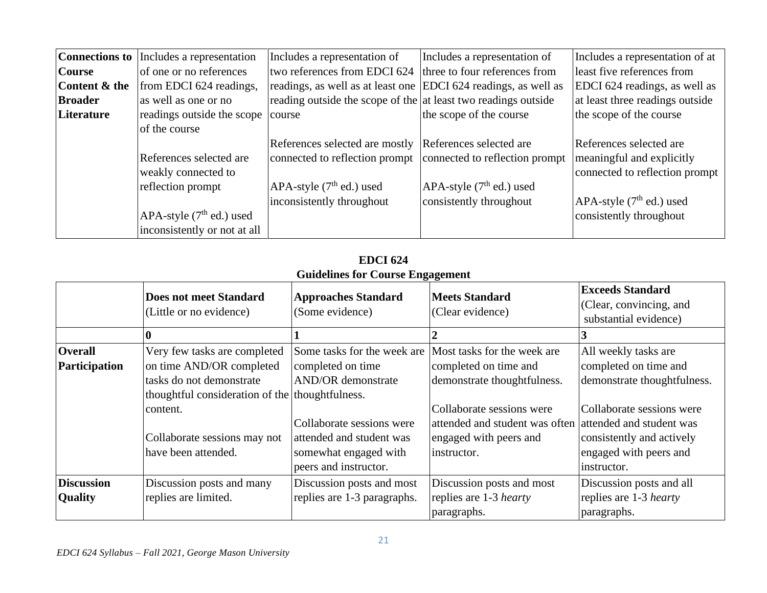| Connections to Course Content & the Broader Literature | Includes a representation of one or no references from EDCI 624 readings, as well as one or no readings outside the scope of the course<br><br>References selected are weakly connected to reflection prompt<br><br>APA-style (7th ed.) used inconsistently or not at all | Includes a representation of two references from EDCI 624 readings, as well as at least one reading outside the scope of the course<br><br>References selected are mostly connected to reflection prompt<br><br>APA-style (7th ed.) used inconsistently throughout | Includes a representation of three to four references from EDCI 624 readings, as well as at least two readings outside the scope of the course<br><br>References selected are connected to reflection prompt<br><br>APA-style (7th ed.) used consistently throughout | Includes a representation of at least five references from EDCI 624 readings, as well as at least three readings outside the scope of the course<br><br>References selected are meaningful and explicitly connected to reflection prompt<br><br>APA-style (7th ed.) used consistently throughout |
|---|---|---|---|---|

**EDCI 624**
**Guidelines for Course Engagement**

| | **Does not meet Standard** (Little or no evidence) | **Approaches Standard** (Some evidence) | **Meets Standard** (Clear evidence) | **Exceeds Standard** (Clear, convincing, and substantial evidence) |
|---|---|---|---|---|
| | **0** | **1** | **2** | **3** |
| **Overall Participation** | Very few tasks are completed on time AND/OR completed tasks do not demonstrate thoughtful consideration of the content.<br><br>Collaborate sessions may not have been attended. | Some tasks for the week are completed on time AND/OR demonstrate thoughtfulness.<br><br>Collaborate sessions were attended and student was somewhat engaged with peers and instructor. | Most tasks for the week are completed on time and demonstrate thoughtfulness.<br><br>Collaborate sessions were attended and student was often engaged with peers and instructor. | All weekly tasks are completed on time and demonstrate thoughtfulness.<br><br>Collaborate sessions were attended and student was consistently and actively engaged with peers and instructor. |
| **Discussion Quality** | Discussion posts and many replies are limited. | Discussion posts and most replies are 1-3 paragraphs. | Discussion posts and most replies are 1-3 *hearty* paragraphs. | Discussion posts and all replies are 1-3 *hearty* paragraphs. |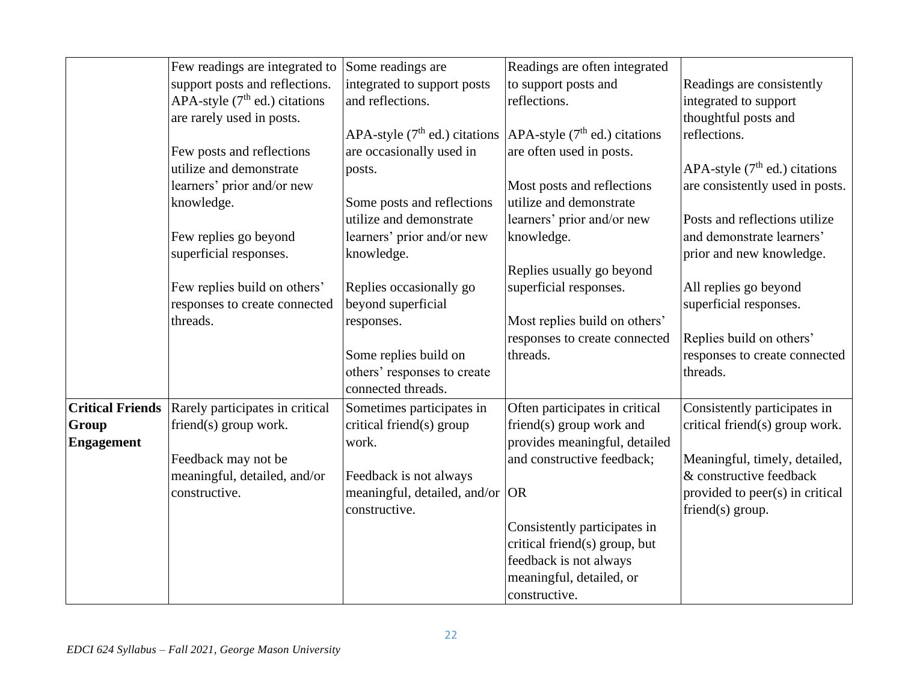| | | | | |
|---|---|---|---|---|
| | Few readings are integrated to support posts and reflections. APA-style (7th ed.) citations are rarely used in posts.<br><br>Few posts and reflections utilize and demonstrate learners' prior and/or new knowledge.<br><br>Few replies go beyond superficial responses.<br><br>Few replies build on others' responses to create connected threads. | Some readings are integrated to support posts and reflections.<br><br>APA-style (7th ed.) citations are occasionally used in posts.<br><br>Some posts and reflections utilize and demonstrate learners' prior and/or new knowledge.<br><br>Replies occasionally go beyond superficial responses.<br><br>Some replies build on others' responses to create connected threads. | Readings are often integrated to support posts and reflections.<br><br>APA-style (7th ed.) citations are often used in posts.<br><br>Most posts and reflections utilize and demonstrate learners' prior and/or new knowledge.<br><br>Replies usually go beyond superficial responses.<br><br>Most replies build on others' responses to create connected threads. | Readings are consistently integrated to support thoughtful posts and reflections.<br><br>APA-style (7th ed.) citations are consistently used in posts.<br><br>Posts and reflections utilize and demonstrate learners' prior and new knowledge.<br><br>All replies go beyond superficial responses.<br><br>Replies build on others' responses to create connected threads. |
| **Critical Friends Group Engagement** | Rarely participates in critical friend(s) group work.<br><br>Feedback may not be meaningful, detailed, and/or constructive. | Sometimes participates in critical friend(s) group work.<br><br>Feedback is not always meaningful, detailed, and/or constructive. | Often participates in critical friend(s) group work and provides meaningful, detailed and constructive feedback;<br><br>OR<br><br>Consistently participates in critical friend(s) group, but feedback is not always meaningful, detailed, or constructive. | Consistently participates in critical friend(s) group work.<br><br>Meaningful, timely, detailed, & constructive feedback provided to peer(s) in critical friend(s) group. |